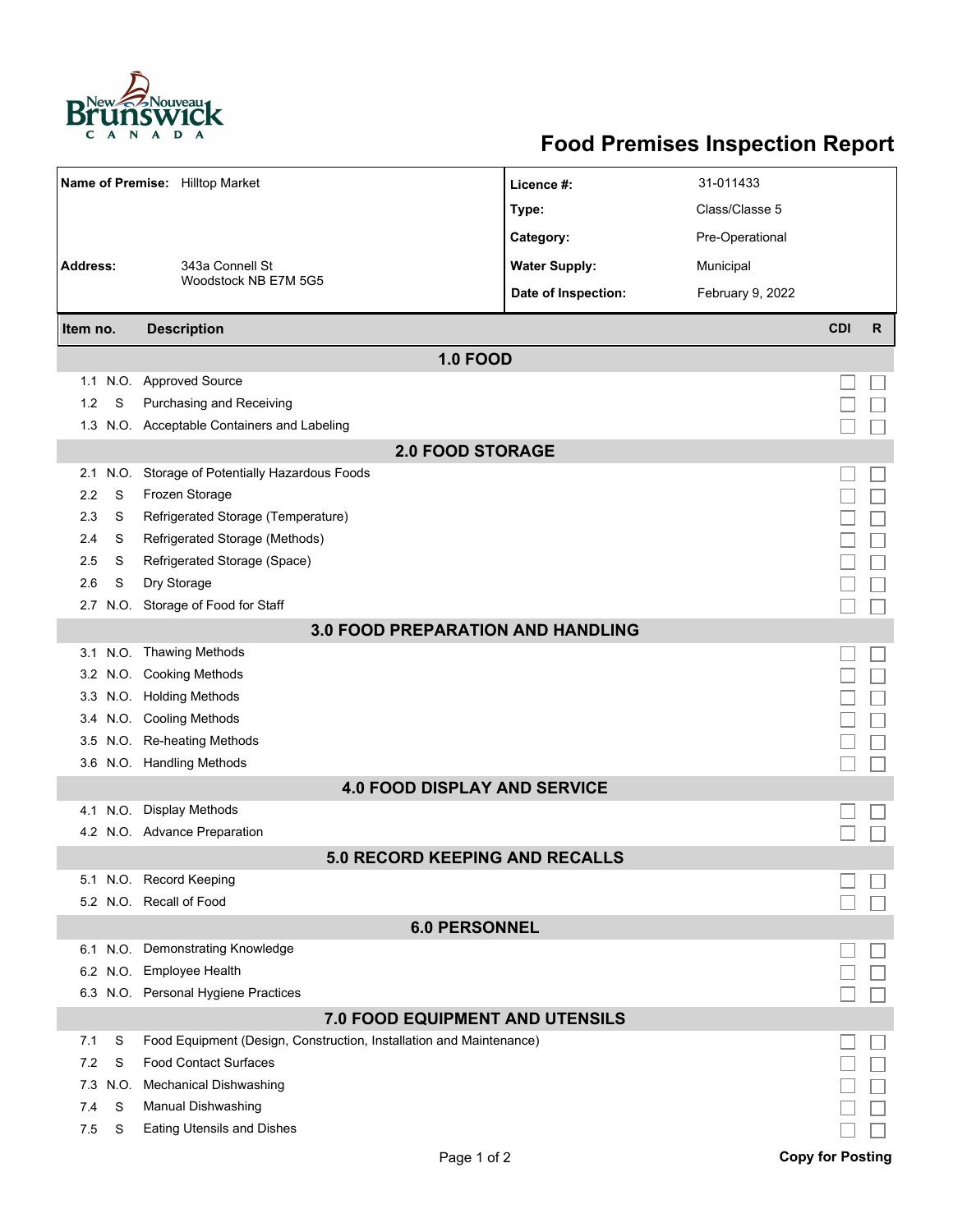# Food Premises Inspection Report

| | | | |
|---|---|---|---|
| **Name of Premise:** | Hilltop Market | **Licence #:** | 31-011433 |
| | | **Type:** | Class/Classe 5 |
| | | **Category:** | Pre-Operational |
| **Address:** | 343a Connell St<br>Woodstock NB E7M 5G5 | **Water Supply:** | Municipal |
| | | **Date of Inspection:** | February 9, 2022 |

| Item no. | | Description | CDI | R |
|---|---|---|---|---|
| **1.0 FOOD** | | | | |
| 1.1 | N.O. | Approved Source | ☐ | ☐ |
| 1.2 | S | Purchasing and Receiving | ☐ | ☐ |
| 1.3 | N.O. | Acceptable Containers and Labeling | ☐ | ☐ |
| **2.0 FOOD STORAGE** | | | | |
| 2.1 | N.O. | Storage of Potentially Hazardous Foods | ☐ | ☐ |
| 2.2 | S | Frozen Storage | ☐ | ☐ |
| 2.3 | S | Refrigerated Storage (Temperature) | ☐ | ☐ |
| 2.4 | S | Refrigerated Storage (Methods) | ☐ | ☐ |
| 2.5 | S | Refrigerated Storage (Space) | ☐ | ☐ |
| 2.6 | S | Dry Storage | ☐ | ☐ |
| 2.7 | N.O. | Storage of Food for Staff | ☐ | ☐ |
| **3.0 FOOD PREPARATION AND HANDLING** | | | | |
| 3.1 | N.O. | Thawing Methods | ☐ | ☐ |
| 3.2 | N.O. | Cooking Methods | ☐ | ☐ |
| 3.3 | N.O. | Holding Methods | ☐ | ☐ |
| 3.4 | N.O. | Cooling Methods | ☐ | ☐ |
| 3.5 | N.O. | Re-heating Methods | ☐ | ☐ |
| 3.6 | N.O. | Handling Methods | ☐ | ☐ |
| **4.0 FOOD DISPLAY AND SERVICE** | | | | |
| 4.1 | N.O. | Display Methods | ☐ | ☐ |
| 4.2 | N.O. | Advance Preparation | ☐ | ☐ |
| **5.0 RECORD KEEPING AND RECALLS** | | | | |
| 5.1 | N.O. | Record Keeping | ☐ | ☐ |
| 5.2 | N.O. | Recall of Food | ☐ | ☐ |
| **6.0 PERSONNEL** | | | | |
| 6.1 | N.O. | Demonstrating Knowledge | ☐ | ☐ |
| 6.2 | N.O. | Employee Health | ☐ | ☐ |
| 6.3 | N.O. | Personal Hygiene Practices | ☐ | ☐ |
| **7.0 FOOD EQUIPMENT AND UTENSILS** | | | | |
| 7.1 | S | Food Equipment (Design, Construction, Installation and Maintenance) | ☐ | ☐ |
| 7.2 | S | Food Contact Surfaces | ☐ | ☐ |
| 7.3 | N.O. | Mechanical Dishwashing | ☐ | ☐ |
| 7.4 | S | Manual Dishwashing | ☐ | ☐ |
| 7.5 | S | Eating Utensils and Dishes | ☐ | ☐ |

**Copy for Posting**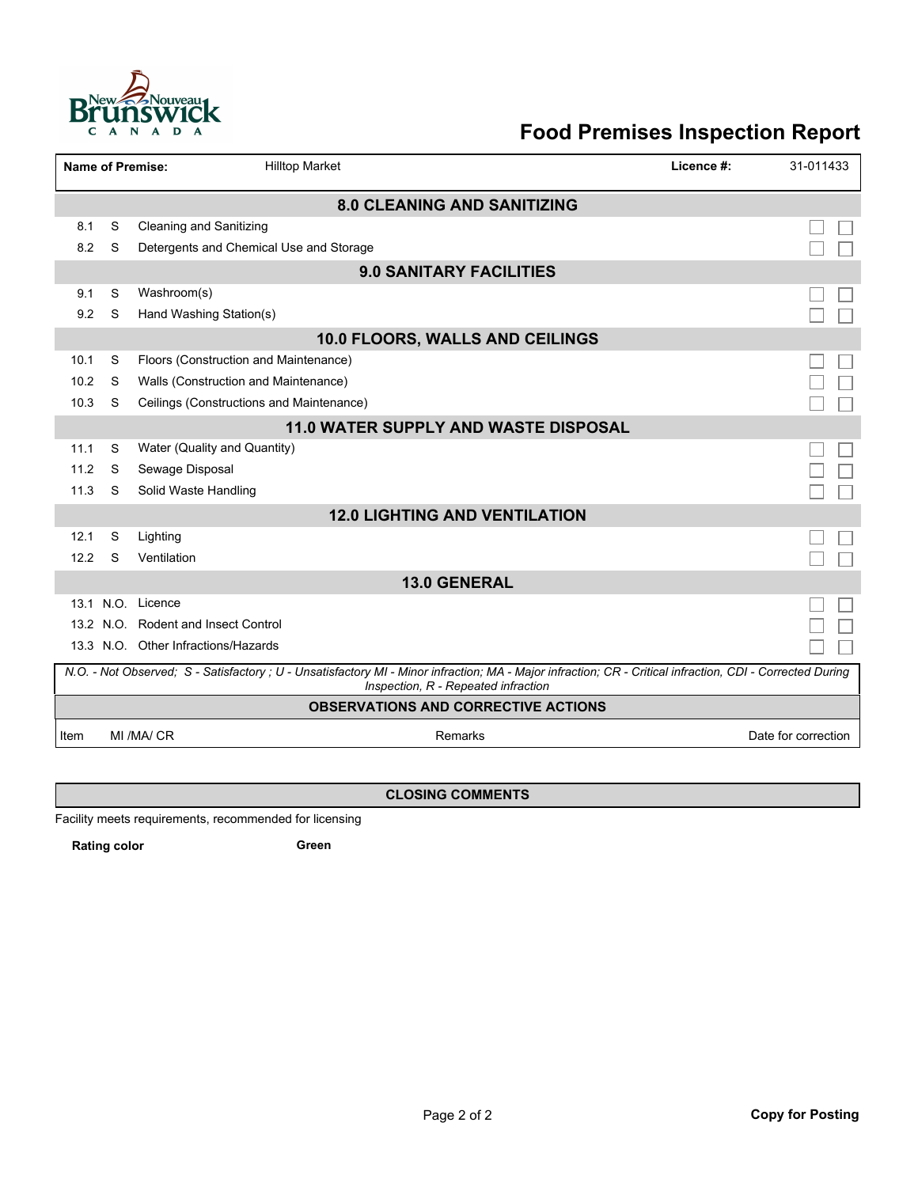# Food Premises Inspection Report

| Name of Premise: | Hilltop Market | Licence #: | 31-011433 |
|---|---|---|---|

## 8.0 CLEANING AND SANITIZING

| | | | | |
|---|---|---|---|---|
| 8.1 | S | Cleaning and Sanitizing | ☐ | ☐ |
| 8.2 | S | Detergents and Chemical Use and Storage | ☐ | ☐ |

## 9.0 SANITARY FACILITIES

| | | | | |
|---|---|---|---|---|
| 9.1 | S | Washroom(s) | ☐ | ☐ |
| 9.2 | S | Hand Washing Station(s) | ☐ | ☐ |

## 10.0 FLOORS, WALLS AND CEILINGS

| | | | | |
|---|---|---|---|---|
| 10.1 | S | Floors (Construction and Maintenance) | ☐ | ☐ |
| 10.2 | S | Walls (Construction and Maintenance) | ☐ | ☐ |
| 10.3 | S | Ceilings (Constructions and Maintenance) | ☐ | ☐ |

## 11.0 WATER SUPPLY AND WASTE DISPOSAL

| | | | | |
|---|---|---|---|---|
| 11.1 | S | Water (Quality and Quantity) | ☐ | ☐ |
| 11.2 | S | Sewage Disposal | ☐ | ☐ |
| 11.3 | S | Solid Waste Handling | ☐ | ☐ |

## 12.0 LIGHTING AND VENTILATION

| | | | | |
|---|---|---|---|---|
| 12.1 | S | Lighting | ☐ | ☐ |
| 12.2 | S | Ventilation | ☐ | ☐ |

## 13.0 GENERAL

| | | | | |
|---|---|---|---|---|
| 13.1 | N.O. | Licence | ☐ | ☐ |
| 13.2 | N.O. | Rodent and Insect Control | ☐ | ☐ |
| 13.3 | N.O. | Other Infractions/Hazards | ☐ | ☐ |

*N.O. - Not Observed; S - Satisfactory ; U - Unsatisfactory MI - Minor infraction; MA - Major infraction; CR - Critical infraction, CDI - Corrected During Inspection, R - Repeated infraction*

## OBSERVATIONS AND CORRECTIVE ACTIONS

| Item | MI /MA/ CR | Remarks | Date for correction |
|---|---|---|---|

## CLOSING COMMENTS

Facility meets requirements, recommended for licensing

**Rating color** **Green**

**Copy for Posting**